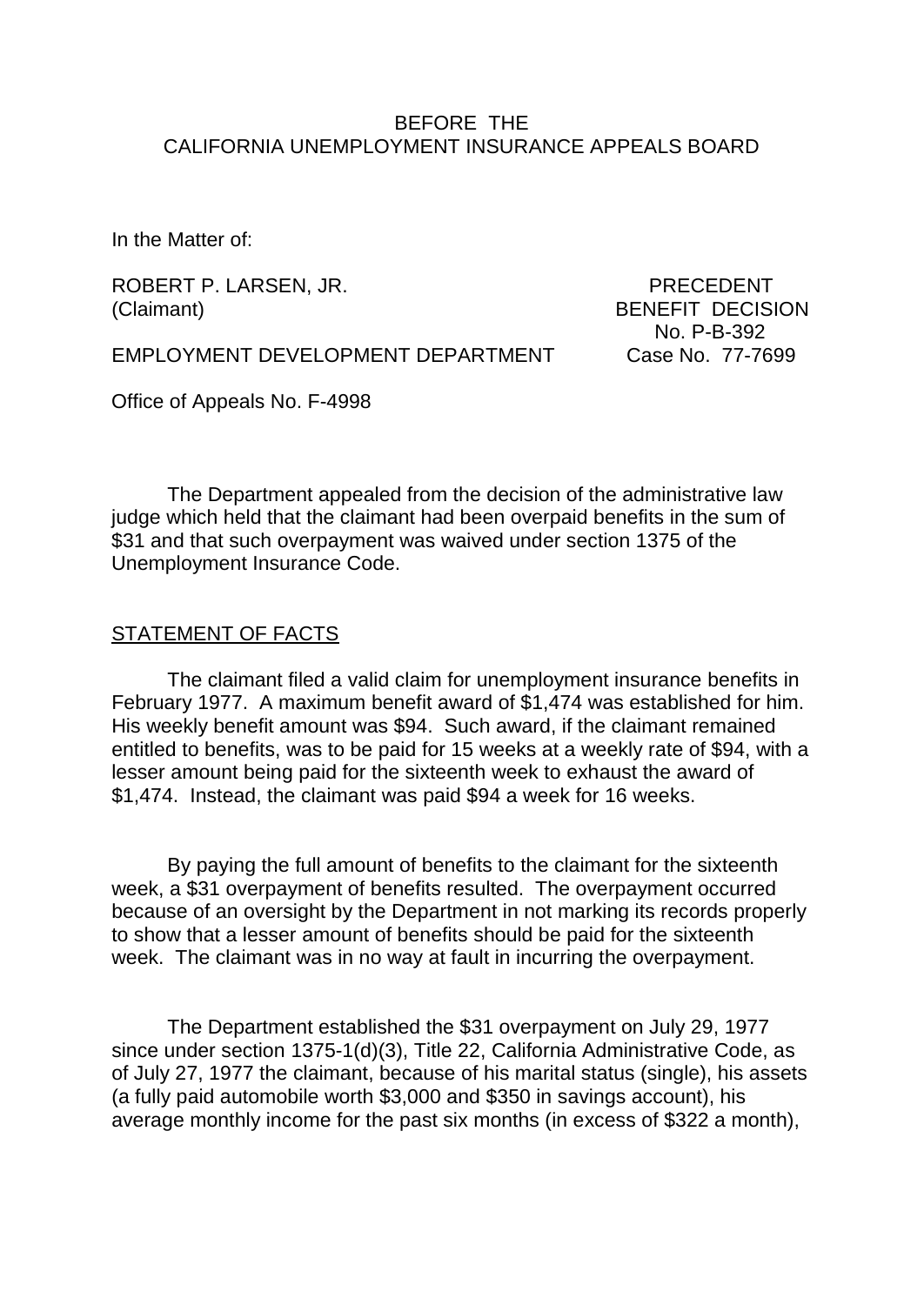BEFORE THE
CALIFORNIA UNEMPLOYMENT INSURANCE APPEALS BOARD

In the Matter of:

ROBERT P. LARSEN, JR.
(Claimant)

PRECEDENT
BENEFIT DECISION
No. P-B-392

EMPLOYMENT DEVELOPMENT DEPARTMENT

Case No. 77-7699

Office of Appeals No. F-4998

The Department appealed from the decision of the administrative law judge which held that the claimant had been overpaid benefits in the sum of $31 and that such overpayment was waived under section 1375 of the Unemployment Insurance Code.

STATEMENT OF FACTS

The claimant filed a valid claim for unemployment insurance benefits in February 1977. A maximum benefit award of $1,474 was established for him. His weekly benefit amount was $94. Such award, if the claimant remained entitled to benefits, was to be paid for 15 weeks at a weekly rate of $94, with a lesser amount being paid for the sixteenth week to exhaust the award of $1,474. Instead, the claimant was paid $94 a week for 16 weeks.

By paying the full amount of benefits to the claimant for the sixteenth week, a $31 overpayment of benefits resulted. The overpayment occurred because of an oversight by the Department in not marking its records properly to show that a lesser amount of benefits should be paid for the sixteenth week. The claimant was in no way at fault in incurring the overpayment.

The Department established the $31 overpayment on July 29, 1977 since under section 1375-1(d)(3), Title 22, California Administrative Code, as of July 27, 1977 the claimant, because of his marital status (single), his assets (a fully paid automobile worth $3,000 and $350 in savings account), his average monthly income for the past six months (in excess of $322 a month),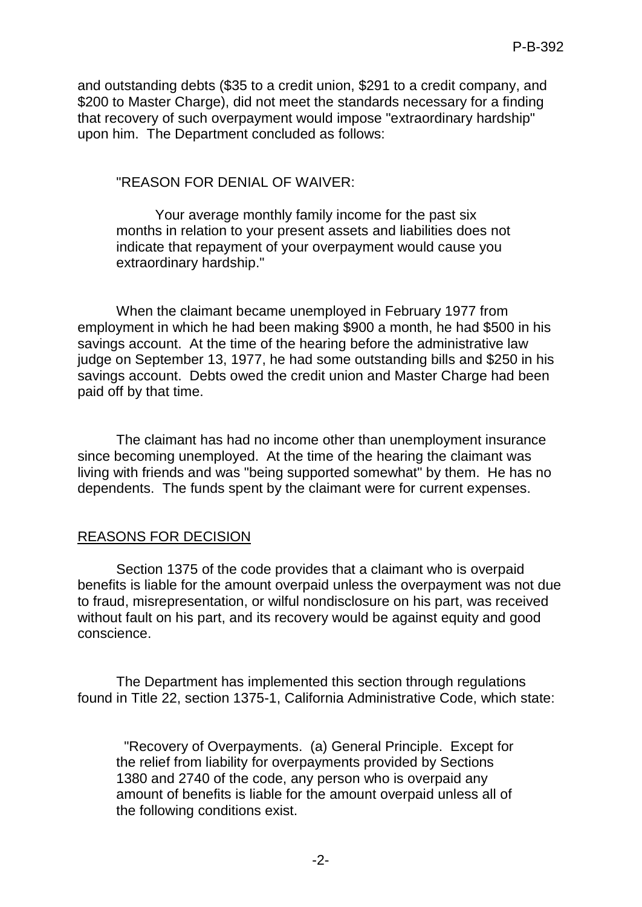and outstanding debts ($35 to a credit union, $291 to a credit company, and $200 to Master Charge), did not meet the standards necessary for a finding that recovery of such overpayment would impose "extraordinary hardship" upon him. The Department concluded as follows:

> "REASON FOR DENIAL OF WAIVER:
>
> Your average monthly family income for the past six months in relation to your present assets and liabilities does not indicate that repayment of your overpayment would cause you extraordinary hardship."

When the claimant became unemployed in February 1977 from employment in which he had been making $900 a month, he had $500 in his savings account. At the time of the hearing before the administrative law judge on September 13, 1977, he had some outstanding bills and $250 in his savings account. Debts owed the credit union and Master Charge had been paid off by that time.

The claimant has had no income other than unemployment insurance since becoming unemployed. At the time of the hearing the claimant was living with friends and was "being supported somewhat" by them. He has no dependents. The funds spent by the claimant were for current expenses.

## REASONS FOR DECISION

Section 1375 of the code provides that a claimant who is overpaid benefits is liable for the amount overpaid unless the overpayment was not due to fraud, misrepresentation, or wilful nondisclosure on his part, was received without fault on his part, and its recovery would be against equity and good conscience.

The Department has implemented this section through regulations found in Title 22, section 1375-1, California Administrative Code, which state:

> "Recovery of Overpayments. (a) General Principle. Except for the relief from liability for overpayments provided by Sections 1380 and 2740 of the code, any person who is overpaid any amount of benefits is liable for the amount overpaid unless all of the following conditions exist.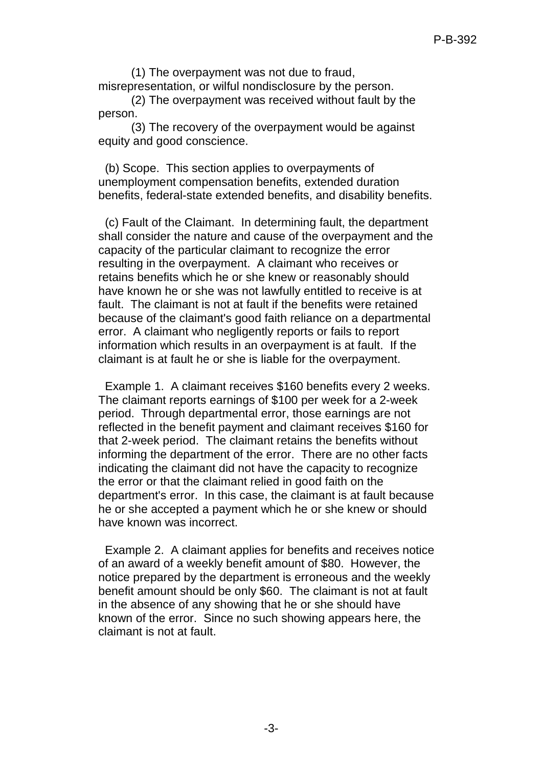(1) The overpayment was not due to fraud, misrepresentation, or wilful nondisclosure by the person.

(2) The overpayment was received without fault by the person.

(3) The recovery of the overpayment would be against equity and good conscience.

(b) Scope. This section applies to overpayments of unemployment compensation benefits, extended duration benefits, federal-state extended benefits, and disability benefits.

(c) Fault of the Claimant. In determining fault, the department shall consider the nature and cause of the overpayment and the capacity of the particular claimant to recognize the error resulting in the overpayment. A claimant who receives or retains benefits which he or she knew or reasonably should have known he or she was not lawfully entitled to receive is at fault. The claimant is not at fault if the benefits were retained because of the claimant's good faith reliance on a departmental error. A claimant who negligently reports or fails to report information which results in an overpayment is at fault. If the claimant is at fault he or she is liable for the overpayment.

Example 1. A claimant receives $160 benefits every 2 weeks. The claimant reports earnings of $100 per week for a 2-week period. Through departmental error, those earnings are not reflected in the benefit payment and claimant receives $160 for that 2-week period. The claimant retains the benefits without informing the department of the error. There are no other facts indicating the claimant did not have the capacity to recognize the error or that the claimant relied in good faith on the department's error. In this case, the claimant is at fault because he or she accepted a payment which he or she knew or should have known was incorrect.

Example 2. A claimant applies for benefits and receives notice of an award of a weekly benefit amount of $80. However, the notice prepared by the department is erroneous and the weekly benefit amount should be only $60. The claimant is not at fault in the absence of any showing that he or she should have known of the error. Since no such showing appears here, the claimant is not at fault.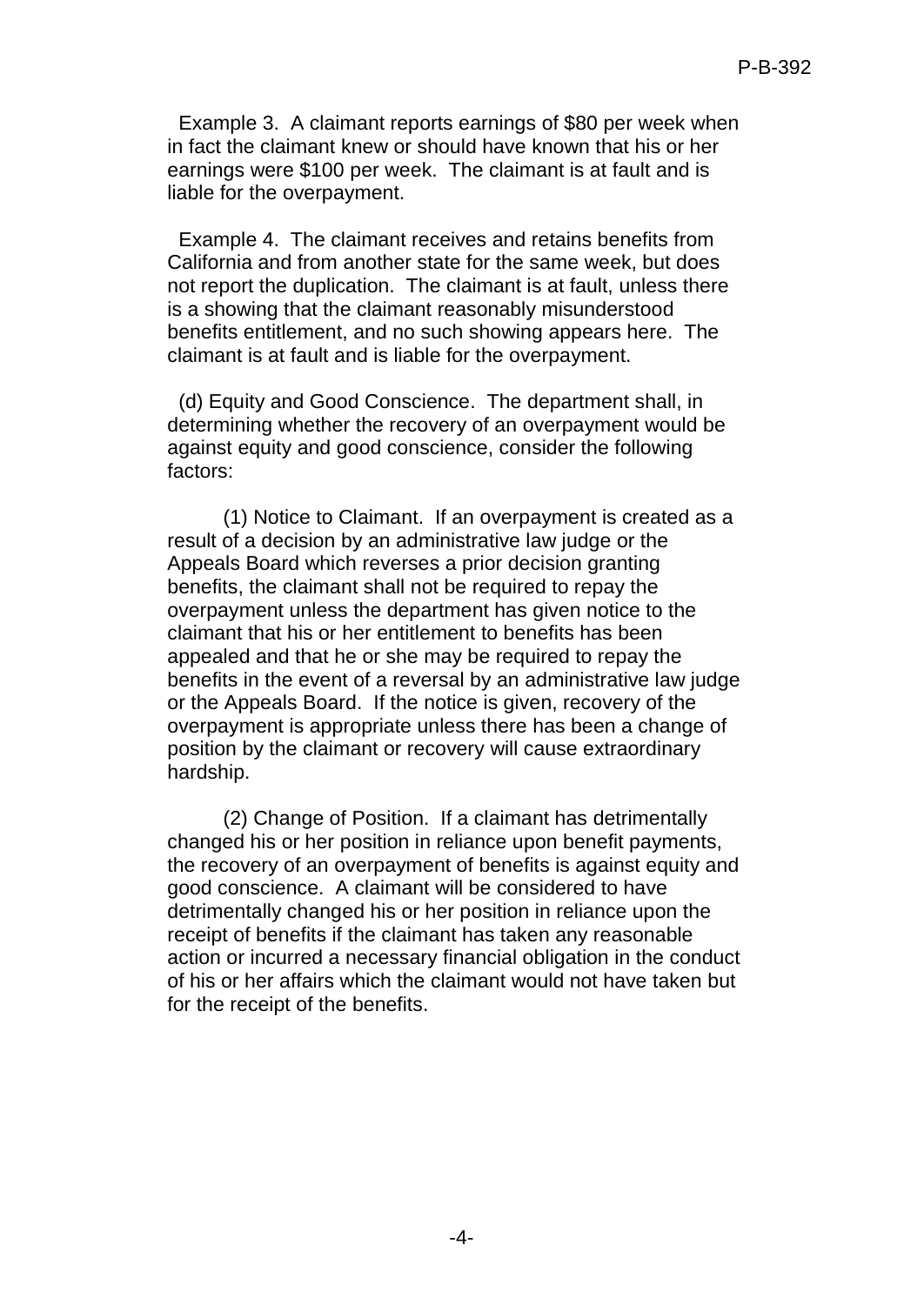Example 3. A claimant reports earnings of $80 per week when in fact the claimant knew or should have known that his or her earnings were $100 per week. The claimant is at fault and is liable for the overpayment.

Example 4. The claimant receives and retains benefits from California and from another state for the same week, but does not report the duplication. The claimant is at fault, unless there is a showing that the claimant reasonably misunderstood benefits entitlement, and no such showing appears here. The claimant is at fault and is liable for the overpayment.

(d) Equity and Good Conscience. The department shall, in determining whether the recovery of an overpayment would be against equity and good conscience, consider the following factors:

(1) Notice to Claimant. If an overpayment is created as a result of a decision by an administrative law judge or the Appeals Board which reverses a prior decision granting benefits, the claimant shall not be required to repay the overpayment unless the department has given notice to the claimant that his or her entitlement to benefits has been appealed and that he or she may be required to repay the benefits in the event of a reversal by an administrative law judge or the Appeals Board. If the notice is given, recovery of the overpayment is appropriate unless there has been a change of position by the claimant or recovery will cause extraordinary hardship.

(2) Change of Position. If a claimant has detrimentally changed his or her position in reliance upon benefit payments, the recovery of an overpayment of benefits is against equity and good conscience. A claimant will be considered to have detrimentally changed his or her position in reliance upon the receipt of benefits if the claimant has taken any reasonable action or incurred a necessary financial obligation in the conduct of his or her affairs which the claimant would not have taken but for the receipt of the benefits.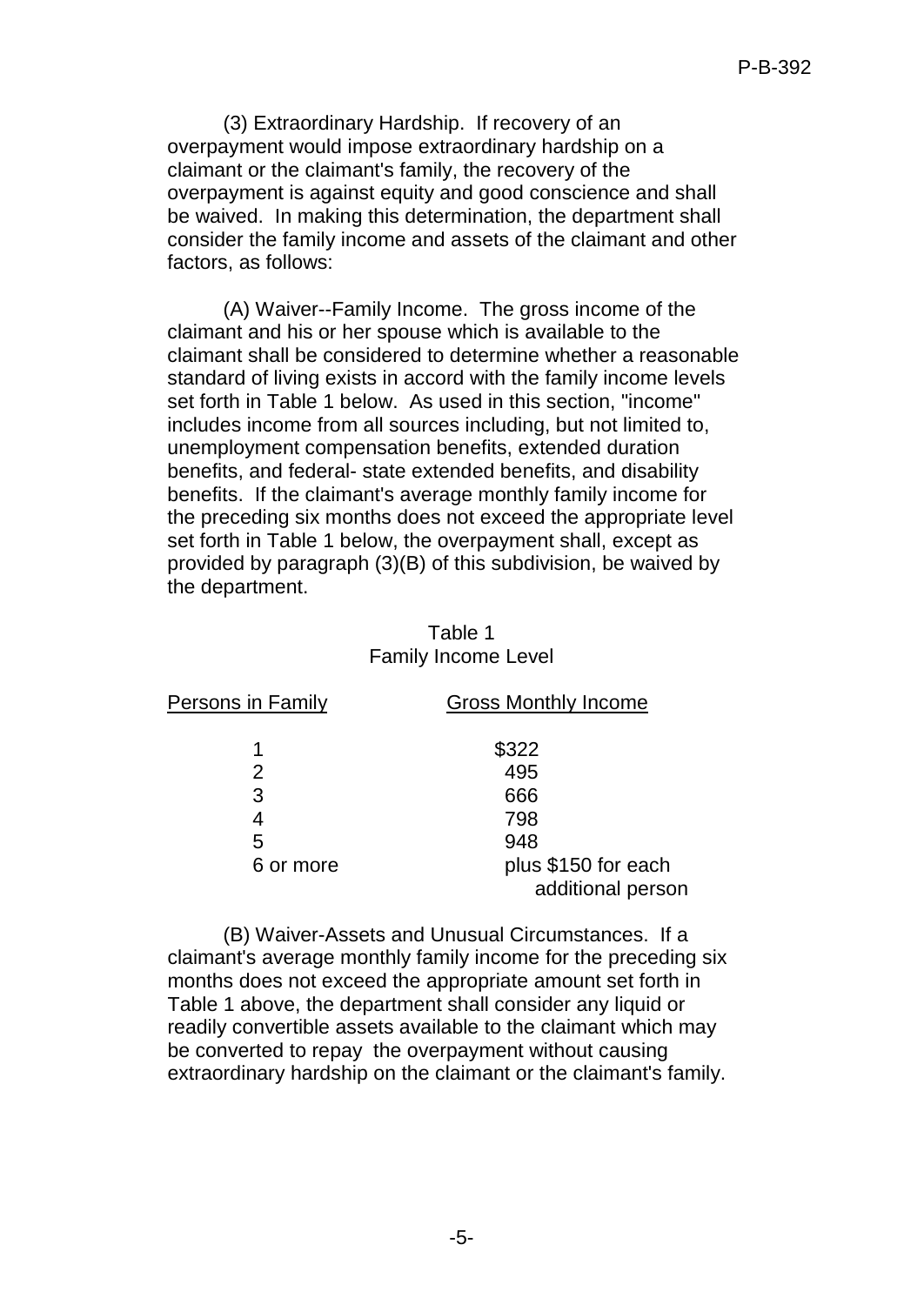(3) Extraordinary Hardship. If recovery of an overpayment would impose extraordinary hardship on a claimant or the claimant's family, the recovery of the overpayment is against equity and good conscience and shall be waived. In making this determination, the department shall consider the family income and assets of the claimant and other factors, as follows:

(A) Waiver--Family Income. The gross income of the claimant and his or her spouse which is available to the claimant shall be considered to determine whether a reasonable standard of living exists in accord with the family income levels set forth in Table 1 below. As used in this section, "income" includes income from all sources including, but not limited to, unemployment compensation benefits, extended duration benefits, and federal- state extended benefits, and disability benefits. If the claimant's average monthly family income for the preceding six months does not exceed the appropriate level set forth in Table 1 below, the overpayment shall, except as provided by paragraph (3)(B) of this subdivision, be waived by the department.

Table 1
Family Income Level

| Persons in Family | Gross Monthly Income |
|---|---|
| 1 | $322 |
| 2 | 495 |
| 3 | 666 |
| 4 | 798 |
| 5 | 948 |
| 6 or more | plus $150 for each additional person |

(B) Waiver-Assets and Unusual Circumstances. If a claimant's average monthly family income for the preceding six months does not exceed the appropriate amount set forth in Table 1 above, the department shall consider any liquid or readily convertible assets available to the claimant which may be converted to repay the overpayment without causing extraordinary hardship on the claimant or the claimant's family.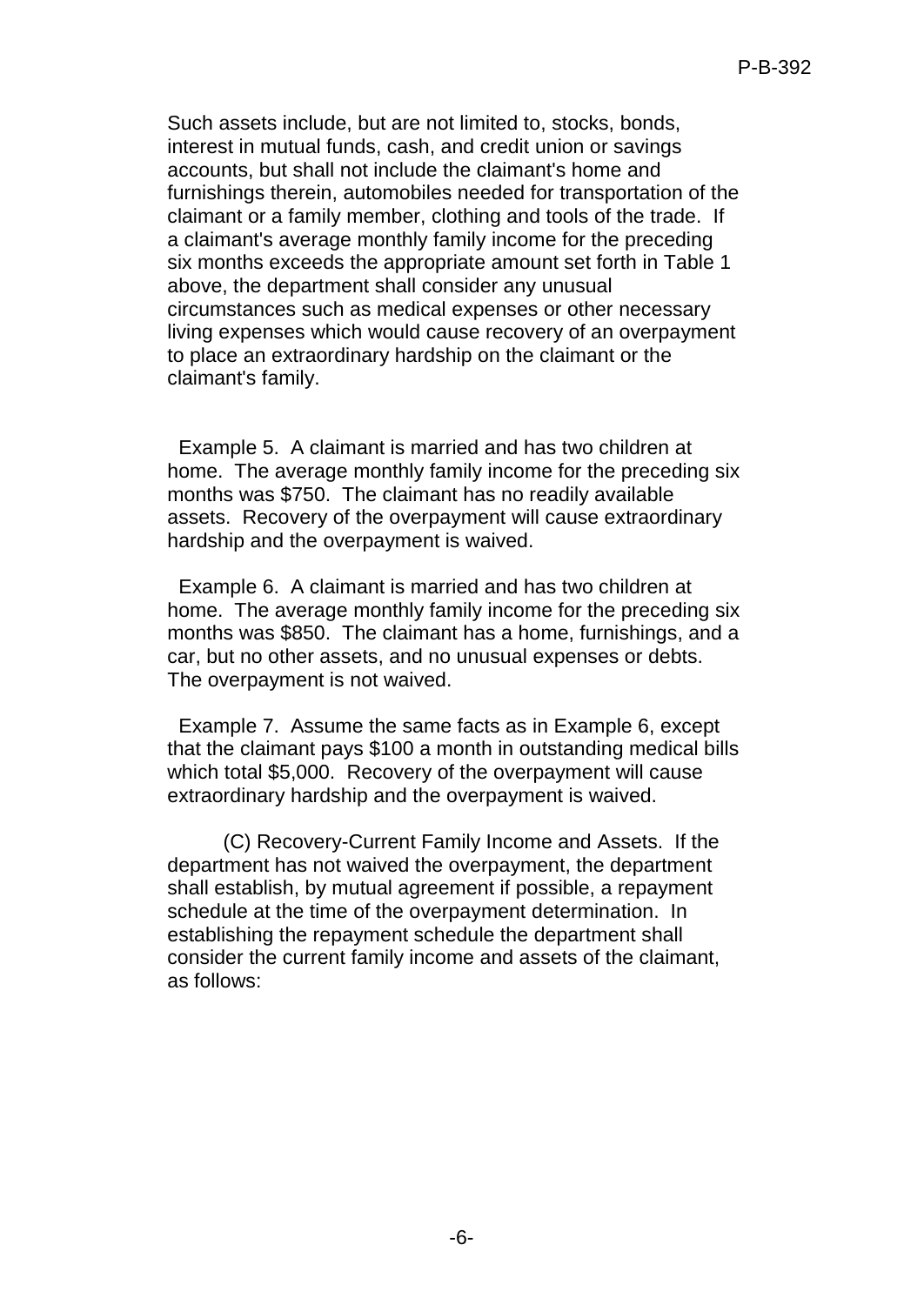Such assets include, but are not limited to, stocks, bonds, interest in mutual funds, cash, and credit union or savings accounts, but shall not include the claimant's home and furnishings therein, automobiles needed for transportation of the claimant or a family member, clothing and tools of the trade. If a claimant's average monthly family income for the preceding six months exceeds the appropriate amount set forth in Table 1 above, the department shall consider any unusual circumstances such as medical expenses or other necessary living expenses which would cause recovery of an overpayment to place an extraordinary hardship on the claimant or the claimant's family.

Example 5. A claimant is married and has two children at home. The average monthly family income for the preceding six months was $750. The claimant has no readily available assets. Recovery of the overpayment will cause extraordinary hardship and the overpayment is waived.

Example 6. A claimant is married and has two children at home. The average monthly family income for the preceding six months was $850. The claimant has a home, furnishings, and a car, but no other assets, and no unusual expenses or debts. The overpayment is not waived.

Example 7. Assume the same facts as in Example 6, except that the claimant pays $100 a month in outstanding medical bills which total $5,000. Recovery of the overpayment will cause extraordinary hardship and the overpayment is waived.

(C) Recovery-Current Family Income and Assets. If the department has not waived the overpayment, the department shall establish, by mutual agreement if possible, a repayment schedule at the time of the overpayment determination. In establishing the repayment schedule the department shall consider the current family income and assets of the claimant, as follows: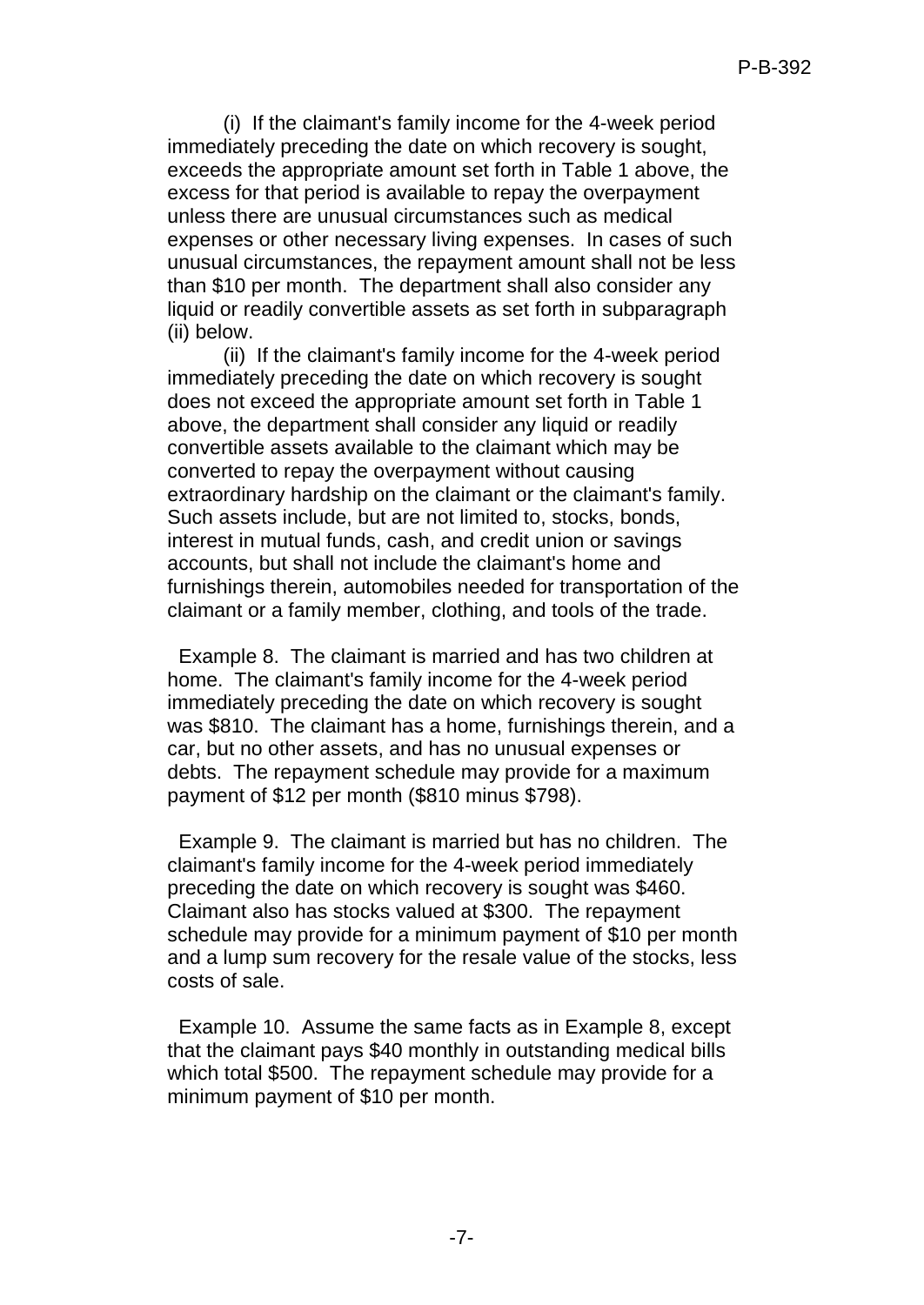(i) If the claimant's family income for the 4-week period immediately preceding the date on which recovery is sought, exceeds the appropriate amount set forth in Table 1 above, the excess for that period is available to repay the overpayment unless there are unusual circumstances such as medical expenses or other necessary living expenses. In cases of such unusual circumstances, the repayment amount shall not be less than $10 per month. The department shall also consider any liquid or readily convertible assets as set forth in subparagraph (ii) below.

(ii) If the claimant's family income for the 4-week period immediately preceding the date on which recovery is sought does not exceed the appropriate amount set forth in Table 1 above, the department shall consider any liquid or readily convertible assets available to the claimant which may be converted to repay the overpayment without causing extraordinary hardship on the claimant or the claimant's family. Such assets include, but are not limited to, stocks, bonds, interest in mutual funds, cash, and credit union or savings accounts, but shall not include the claimant's home and furnishings therein, automobiles needed for transportation of the claimant or a family member, clothing, and tools of the trade.

Example 8. The claimant is married and has two children at home. The claimant's family income for the 4-week period immediately preceding the date on which recovery is sought was $810. The claimant has a home, furnishings therein, and a car, but no other assets, and has no unusual expenses or debts. The repayment schedule may provide for a maximum payment of $12 per month ($810 minus $798).

Example 9. The claimant is married but has no children. The claimant's family income for the 4-week period immediately preceding the date on which recovery is sought was $460. Claimant also has stocks valued at $300. The repayment schedule may provide for a minimum payment of $10 per month and a lump sum recovery for the resale value of the stocks, less costs of sale.

Example 10. Assume the same facts as in Example 8, except that the claimant pays $40 monthly in outstanding medical bills which total $500. The repayment schedule may provide for a minimum payment of $10 per month.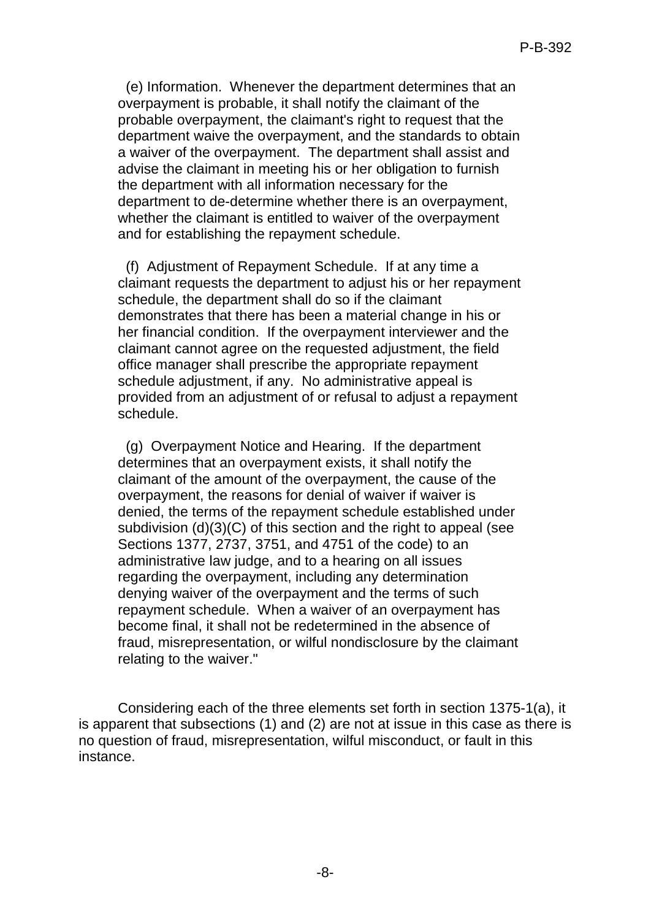(e) Information. Whenever the department determines that an overpayment is probable, it shall notify the claimant of the probable overpayment, the claimant's right to request that the department waive the overpayment, and the standards to obtain a waiver of the overpayment. The department shall assist and advise the claimant in meeting his or her obligation to furnish the department with all information necessary for the department to de-determine whether there is an overpayment, whether the claimant is entitled to waiver of the overpayment and for establishing the repayment schedule.

(f) Adjustment of Repayment Schedule. If at any time a claimant requests the department to adjust his or her repayment schedule, the department shall do so if the claimant demonstrates that there has been a material change in his or her financial condition. If the overpayment interviewer and the claimant cannot agree on the requested adjustment, the field office manager shall prescribe the appropriate repayment schedule adjustment, if any. No administrative appeal is provided from an adjustment of or refusal to adjust a repayment schedule.

(g) Overpayment Notice and Hearing. If the department determines that an overpayment exists, it shall notify the claimant of the amount of the overpayment, the cause of the overpayment, the reasons for denial of waiver if waiver is denied, the terms of the repayment schedule established under subdivision (d)(3)(C) of this section and the right to appeal (see Sections 1377, 2737, 3751, and 4751 of the code) to an administrative law judge, and to a hearing on all issues regarding the overpayment, including any determination denying waiver of the overpayment and the terms of such repayment schedule. When a waiver of an overpayment has become final, it shall not be redetermined in the absence of fraud, misrepresentation, or wilful nondisclosure by the claimant relating to the waiver."

Considering each of the three elements set forth in section 1375-1(a), it is apparent that subsections (1) and (2) are not at issue in this case as there is no question of fraud, misrepresentation, wilful misconduct, or fault in this instance.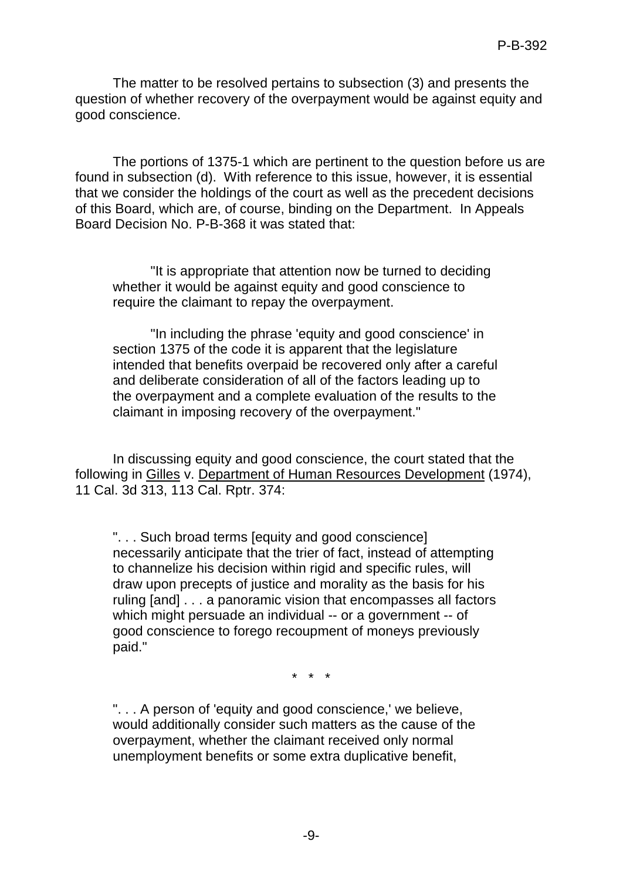The matter to be resolved pertains to subsection (3) and presents the question of whether recovery of the overpayment would be against equity and good conscience.

The portions of 1375-1 which are pertinent to the question before us are found in subsection (d). With reference to this issue, however, it is essential that we consider the holdings of the court as well as the precedent decisions of this Board, which are, of course, binding on the Department. In Appeals Board Decision No. P-B-368 it was stated that:

> "It is appropriate that attention now be turned to deciding whether it would be against equity and good conscience to require the claimant to repay the overpayment.
>
> "In including the phrase 'equity and good conscience' in section 1375 of the code it is apparent that the legislature intended that benefits overpaid be recovered only after a careful and deliberate consideration of all of the factors leading up to the overpayment and a complete evaluation of the results to the claimant in imposing recovery of the overpayment."

In discussing equity and good conscience, the court stated that the following in Gilles v. Department of Human Resources Development (1974), 11 Cal. 3d 313, 113 Cal. Rptr. 374:

> ". . . Such broad terms [equity and good conscience] necessarily anticipate that the trier of fact, instead of attempting to channelize his decision within rigid and specific rules, will draw upon precepts of justice and morality as the basis for his ruling [and] . . . a panoramic vision that encompasses all factors which might persuade an individual -- or a government -- of good conscience to forego recoupment of moneys previously paid."
>
> \* \* \*
>
> ". . . A person of 'equity and good conscience,' we believe, would additionally consider such matters as the cause of the overpayment, whether the claimant received only normal unemployment benefits or some extra duplicative benefit,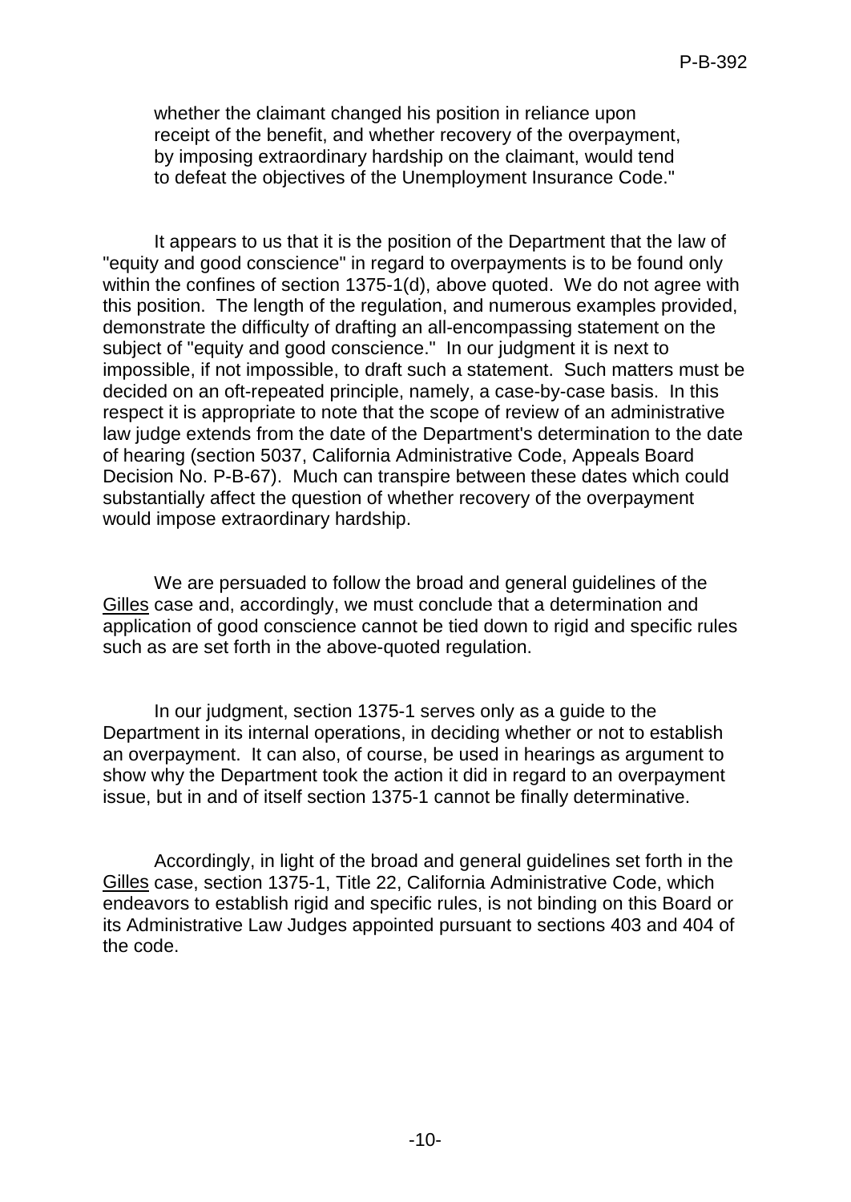whether the claimant changed his position in reliance upon receipt of the benefit, and whether recovery of the overpayment, by imposing extraordinary hardship on the claimant, would tend to defeat the objectives of the Unemployment Insurance Code."

It appears to us that it is the position of the Department that the law of "equity and good conscience" in regard to overpayments is to be found only within the confines of section 1375-1(d), above quoted. We do not agree with this position. The length of the regulation, and numerous examples provided, demonstrate the difficulty of drafting an all-encompassing statement on the subject of "equity and good conscience." In our judgment it is next to impossible, if not impossible, to draft such a statement. Such matters must be decided on an oft-repeated principle, namely, a case-by-case basis. In this respect it is appropriate to note that the scope of review of an administrative law judge extends from the date of the Department's determination to the date of hearing (section 5037, California Administrative Code, Appeals Board Decision No. P-B-67). Much can transpire between these dates which could substantially affect the question of whether recovery of the overpayment would impose extraordinary hardship.

We are persuaded to follow the broad and general guidelines of the Gilles case and, accordingly, we must conclude that a determination and application of good conscience cannot be tied down to rigid and specific rules such as are set forth in the above-quoted regulation.

In our judgment, section 1375-1 serves only as a guide to the Department in its internal operations, in deciding whether or not to establish an overpayment. It can also, of course, be used in hearings as argument to show why the Department took the action it did in regard to an overpayment issue, but in and of itself section 1375-1 cannot be finally determinative.

Accordingly, in light of the broad and general guidelines set forth in the Gilles case, section 1375-1, Title 22, California Administrative Code, which endeavors to establish rigid and specific rules, is not binding on this Board or its Administrative Law Judges appointed pursuant to sections 403 and 404 of the code.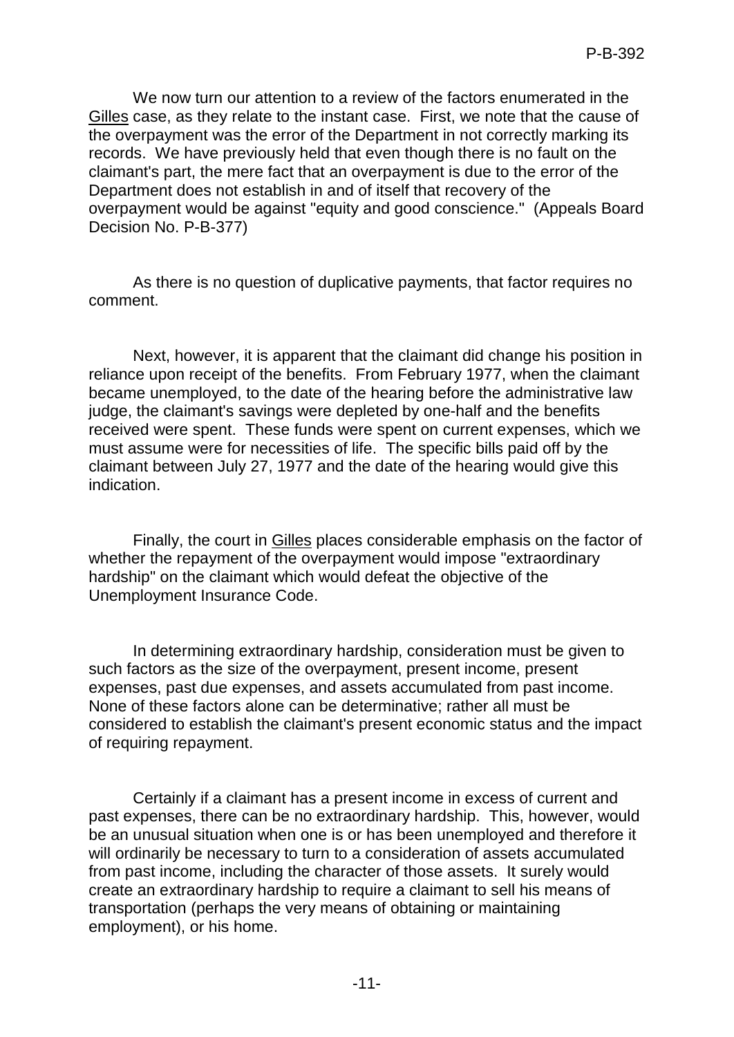We now turn our attention to a review of the factors enumerated in the Gilles case, as they relate to the instant case. First, we note that the cause of the overpayment was the error of the Department in not correctly marking its records. We have previously held that even though there is no fault on the claimant's part, the mere fact that an overpayment is due to the error of the Department does not establish in and of itself that recovery of the overpayment would be against "equity and good conscience." (Appeals Board Decision No. P-B-377)

As there is no question of duplicative payments, that factor requires no comment.

Next, however, it is apparent that the claimant did change his position in reliance upon receipt of the benefits. From February 1977, when the claimant became unemployed, to the date of the hearing before the administrative law judge, the claimant's savings were depleted by one-half and the benefits received were spent. These funds were spent on current expenses, which we must assume were for necessities of life. The specific bills paid off by the claimant between July 27, 1977 and the date of the hearing would give this indication.

Finally, the court in Gilles places considerable emphasis on the factor of whether the repayment of the overpayment would impose "extraordinary hardship" on the claimant which would defeat the objective of the Unemployment Insurance Code.

In determining extraordinary hardship, consideration must be given to such factors as the size of the overpayment, present income, present expenses, past due expenses, and assets accumulated from past income. None of these factors alone can be determinative; rather all must be considered to establish the claimant's present economic status and the impact of requiring repayment.

Certainly if a claimant has a present income in excess of current and past expenses, there can be no extraordinary hardship. This, however, would be an unusual situation when one is or has been unemployed and therefore it will ordinarily be necessary to turn to a consideration of assets accumulated from past income, including the character of those assets. It surely would create an extraordinary hardship to require a claimant to sell his means of transportation (perhaps the very means of obtaining or maintaining employment), or his home.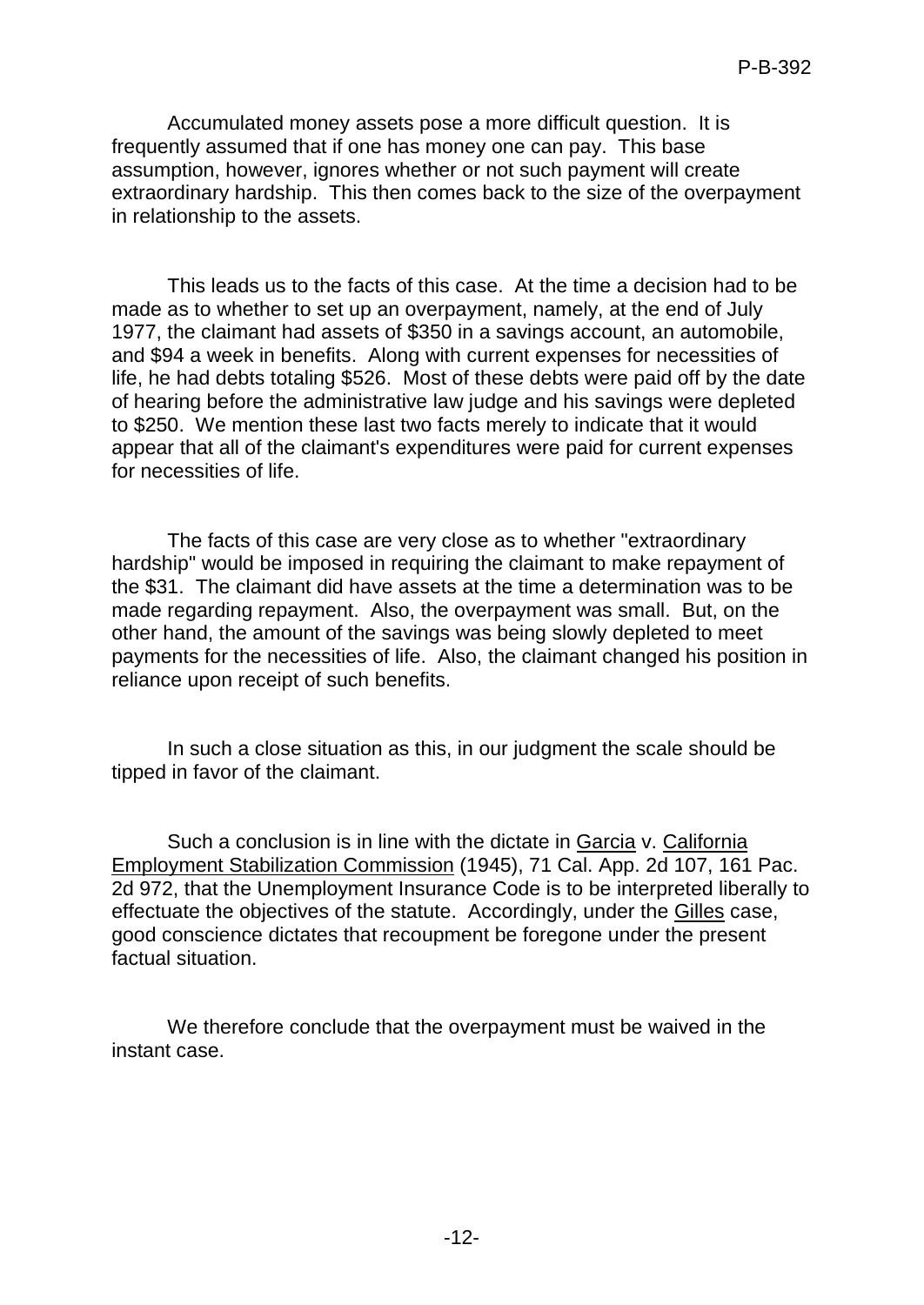Accumulated money assets pose a more difficult question. It is frequently assumed that if one has money one can pay. This base assumption, however, ignores whether or not such payment will create extraordinary hardship. This then comes back to the size of the overpayment in relationship to the assets.

This leads us to the facts of this case. At the time a decision had to be made as to whether to set up an overpayment, namely, at the end of July 1977, the claimant had assets of $350 in a savings account, an automobile, and $94 a week in benefits. Along with current expenses for necessities of life, he had debts totaling $526. Most of these debts were paid off by the date of hearing before the administrative law judge and his savings were depleted to $250. We mention these last two facts merely to indicate that it would appear that all of the claimant's expenditures were paid for current expenses for necessities of life.

The facts of this case are very close as to whether "extraordinary hardship" would be imposed in requiring the claimant to make repayment of the $31. The claimant did have assets at the time a determination was to be made regarding repayment. Also, the overpayment was small. But, on the other hand, the amount of the savings was being slowly depleted to meet payments for the necessities of life. Also, the claimant changed his position in reliance upon receipt of such benefits.

In such a close situation as this, in our judgment the scale should be tipped in favor of the claimant.

Such a conclusion is in line with the dictate in Garcia v. California Employment Stabilization Commission (1945), 71 Cal. App. 2d 107, 161 Pac. 2d 972, that the Unemployment Insurance Code is to be interpreted liberally to effectuate the objectives of the statute. Accordingly, under the Gilles case, good conscience dictates that recoupment be foregone under the present factual situation.

We therefore conclude that the overpayment must be waived in the instant case.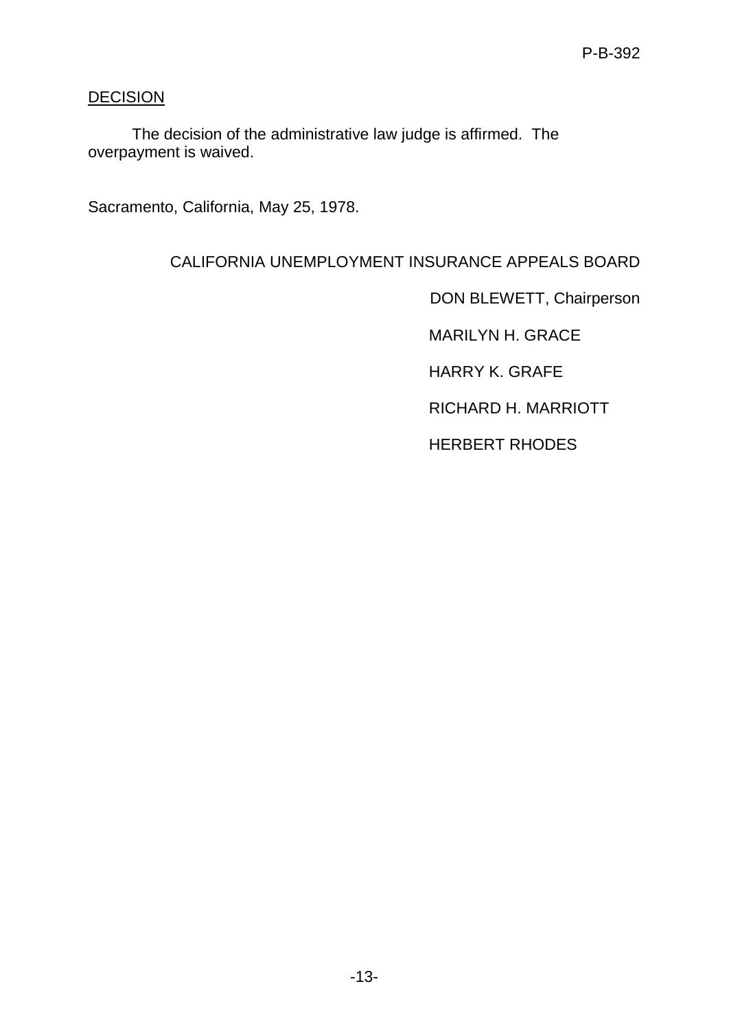DECISION

The decision of the administrative law judge is affirmed. The overpayment is waived.

Sacramento, California, May 25, 1978.

CALIFORNIA UNEMPLOYMENT INSURANCE APPEALS BOARD

DON BLEWETT, Chairperson

MARILYN H. GRACE

HARRY K. GRAFE

RICHARD H. MARRIOTT

HERBERT RHODES